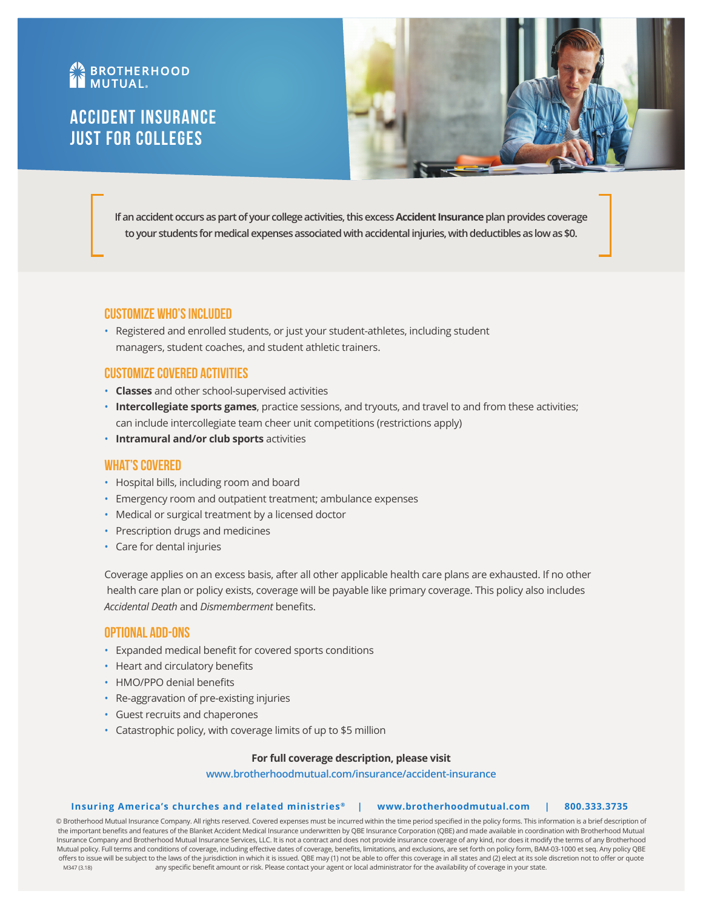BROTHERHOOD MUTUAL®

# ACCIDENT INSURANCE JUST FOR COLLEGES

**If an accident occurs as part of your college activities, this excess Accident Insurance plan provides coverage to your students for medical expenses associated with accidental injuries, with deductibles as low as $0.**

## CUSTOMIZE WHO'S INCLUDED

- Registered and enrolled students, or just your student-athletes, including student managers, student coaches, and student athletic trainers.

## CUSTOMIZE COVERED ACTIVITIES

- **Classes** and other school-supervised activities
- **Intercollegiate sports games**, practice sessions, and tryouts, and travel to and from these activities; can include intercollegiate team cheer unit competitions (restrictions apply)
- **Intramural and/or club sports** activities

## WHAT'S COVERED

- Hospital bills, including room and board
- Emergency room and outpatient treatment; ambulance expenses
- Medical or surgical treatment by a licensed doctor
- Prescription drugs and medicines
- Care for dental injuries

Coverage applies on an excess basis, after all other applicable health care plans are exhausted. If no other health care plan or policy exists, coverage will be payable like primary coverage. This policy also includes *Accidental Death* and *Dismemberment* benefits.

## OPTIONAL ADD-ONS

- Expanded medical benefit for covered sports conditions
- Heart and circulatory benefits
- HMO/PPO denial benefits
- Re-aggravation of pre-existing injuries
- Guest recruits and chaperones
- Catastrophic policy, with coverage limits of up to $5 million

**For full coverage description, please visit**

www.brotherhoodmutual.com/insurance/accident-insurance

**Insuring America's churches and related ministries®** | **www.brotherhoodmutual.com** | **800.333.3735**

© Brotherhood Mutual Insurance Company. All rights reserved. Covered expenses must be incurred within the time period specified in the policy forms. This information is a brief description of the important benefits and features of the Blanket Accident Medical Insurance underwritten by QBE Insurance Corporation (QBE) and made available in coordination with Brotherhood Mutual Insurance Company and Brotherhood Mutual Insurance Services, LLC. It is not a contract and does not provide insurance coverage of any kind, nor does it modify the terms of any Brotherhood Mutual policy. Full terms and conditions of coverage, including effective dates of coverage, benefits, limitations, and exclusions, are set forth on policy form, BAM-03-1000 et seq. Any policy QBE offers to issue will be subject to the laws of the jurisdiction in which it is issued. QBE may (1) not be able to offer this coverage in all states and (2) elect at its sole discretion not to offer or quote any specific benefit amount or risk. Please contact your agent or local administrator for the availability of coverage in your state.

M347 (3.18)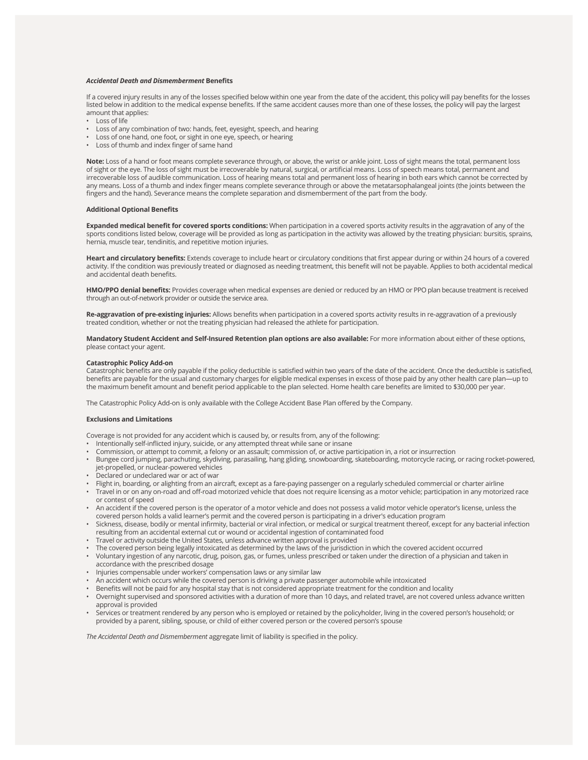***Accidental Death and Dismemberment* Benefits**

If a covered injury results in any of the losses specified below within one year from the date of the accident, this policy will pay benefits for the losses listed below in addition to the medical expense benefits. If the same accident causes more than one of these losses, the policy will pay the largest amount that applies:

- Loss of life
- Loss of any combination of two: hands, feet, eyesight, speech, and hearing
- Loss of one hand, one foot, or sight in one eye, speech, or hearing
- Loss of thumb and index finger of same hand

**Note:** Loss of a hand or foot means complete severance through, or above, the wrist or ankle joint. Loss of sight means the total, permanent loss of sight or the eye. The loss of sight must be irrecoverable by natural, surgical, or artificial means. Loss of speech means total, permanent and irrecoverable loss of audible communication. Loss of hearing means total and permanent loss of hearing in both ears which cannot be corrected by any means. Loss of a thumb and index finger means complete severance through or above the metatarsophalangeal joints (the joints between the fingers and the hand). Severance means the complete separation and dismemberment of the part from the body.

**Additional Optional Benefits**

**Expanded medical benefit for covered sports conditions:** When participation in a covered sports activity results in the aggravation of any of the sports conditions listed below, coverage will be provided as long as participation in the activity was allowed by the treating physician: bursitis, sprains, hernia, muscle tear, tendinitis, and repetitive motion injuries.

**Heart and circulatory benefits:** Extends coverage to include heart or circulatory conditions that first appear during or within 24 hours of a covered activity. If the condition was previously treated or diagnosed as needing treatment, this benefit will not be payable. Applies to both accidental medical and accidental death benefits.

**HMO/PPO denial benefits:** Provides coverage when medical expenses are denied or reduced by an HMO or PPO plan because treatment is received through an out-of-network provider or outside the service area.

**Re-aggravation of pre-existing injuries:** Allows benefits when participation in a covered sports activity results in re-aggravation of a previously treated condition, whether or not the treating physician had released the athlete for participation.

**Mandatory Student Accident and Self-Insured Retention plan options are also available:** For more information about either of these options, please contact your agent.

**Catastrophic Policy Add-on**

Catastrophic benefits are only payable if the policy deductible is satisfied within two years of the date of the accident. Once the deductible is satisfied, benefits are payable for the usual and customary charges for eligible medical expenses in excess of those paid by any other health care plan—up to the maximum benefit amount and benefit period applicable to the plan selected. Home health care benefits are limited to $30,000 per year.

The Catastrophic Policy Add-on is only available with the College Accident Base Plan offered by the Company.

**Exclusions and Limitations**

Coverage is not provided for any accident which is caused by, or results from, any of the following:

- Intentionally self-inflicted injury, suicide, or any attempted threat while sane or insane
- Commission, or attempt to commit, a felony or an assault; commission of, or active participation in, a riot or insurrection
- Bungee cord jumping, parachuting, skydiving, parasailing, hang gliding, snowboarding, skateboarding, motorcycle racing, or racing rocket-powered, jet-propelled, or nuclear-powered vehicles
- Declared or undeclared war or act of war
- Flight in, boarding, or alighting from an aircraft, except as a fare-paying passenger on a regularly scheduled commercial or charter airline
- Travel in or on any on-road and off-road motorized vehicle that does not require licensing as a motor vehicle; participation in any motorized race or contest of speed
- An accident if the covered person is the operator of a motor vehicle and does not possess a valid motor vehicle operator's license, unless the covered person holds a valid learner's permit and the covered person is participating in a driver's education program
- Sickness, disease, bodily or mental infirmity, bacterial or viral infection, or medical or surgical treatment thereof, except for any bacterial infection resulting from an accidental external cut or wound or accidental ingestion of contaminated food
- Travel or activity outside the United States, unless advance written approval is provided
- The covered person being legally intoxicated as determined by the laws of the jurisdiction in which the covered accident occurred
- Voluntary ingestion of any narcotic, drug, poison, gas, or fumes, unless prescribed or taken under the direction of a physician and taken in accordance with the prescribed dosage
- Injuries compensable under workers' compensation laws or any similar law
- An accident which occurs while the covered person is driving a private passenger automobile while intoxicated
- Benefits will not be paid for any hospital stay that is not considered appropriate treatment for the condition and locality
- Overnight supervised and sponsored activities with a duration of more than 10 days, and related travel, are not covered unless advance written approval is provided
- Services or treatment rendered by any person who is employed or retained by the policyholder, living in the covered person's household; or provided by a parent, sibling, spouse, or child of either covered person or the covered person's spouse

*The Accidental Death and Dismemberment* aggregate limit of liability is specified in the policy.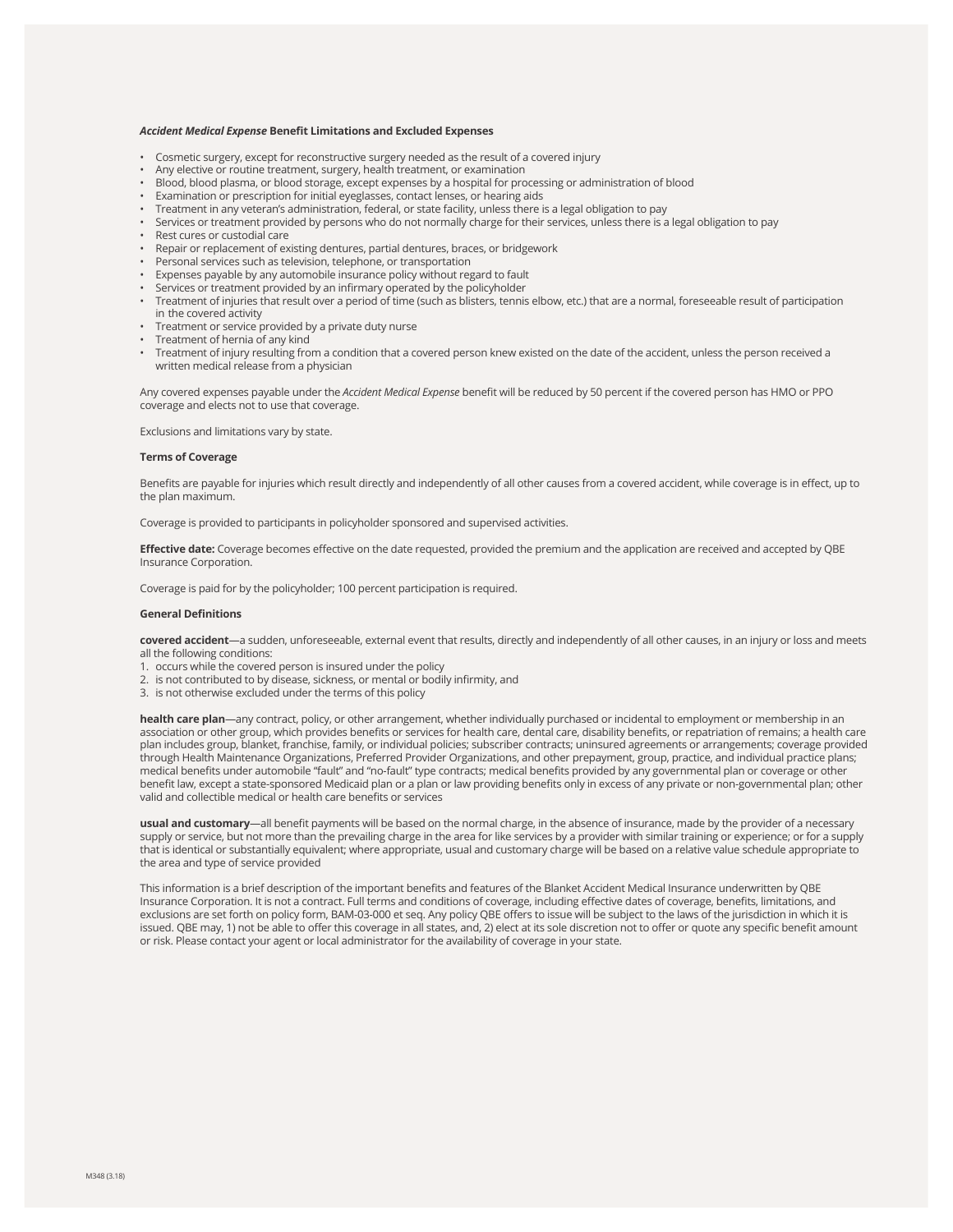### *Accident Medical Expense* Benefit Limitations and Excluded Expenses

- Cosmetic surgery, except for reconstructive surgery needed as the result of a covered injury
- Any elective or routine treatment, surgery, health treatment, or examination
- Blood, blood plasma, or blood storage, except expenses by a hospital for processing or administration of blood
- Examination or prescription for initial eyeglasses, contact lenses, or hearing aids
- Treatment in any veteran's administration, federal, or state facility, unless there is a legal obligation to pay
- Services or treatment provided by persons who do not normally charge for their services, unless there is a legal obligation to pay
- Rest cures or custodial care
- Repair or replacement of existing dentures, partial dentures, braces, or bridgework
- Personal services such as television, telephone, or transportation
- Expenses payable by any automobile insurance policy without regard to fault
- Services or treatment provided by an infirmary operated by the policyholder
- Treatment of injuries that result over a period of time (such as blisters, tennis elbow, etc.) that are a normal, foreseeable result of participation in the covered activity
- Treatment or service provided by a private duty nurse
- Treatment of hernia of any kind
- Treatment of injury resulting from a condition that a covered person knew existed on the date of the accident, unless the person received a written medical release from a physician

Any covered expenses payable under the *Accident Medical Expense* benefit will be reduced by 50 percent if the covered person has HMO or PPO coverage and elects not to use that coverage.

Exclusions and limitations vary by state.

### Terms of Coverage

Benefits are payable for injuries which result directly and independently of all other causes from a covered accident, while coverage is in effect, up to the plan maximum.

Coverage is provided to participants in policyholder sponsored and supervised activities.

**Effective date:** Coverage becomes effective on the date requested, provided the premium and the application are received and accepted by QBE Insurance Corporation.

Coverage is paid for by the policyholder; 100 percent participation is required.

### General Definitions

**covered accident**—a sudden, unforeseeable, external event that results, directly and independently of all other causes, in an injury or loss and meets all the following conditions:

1. occurs while the covered person is insured under the policy
2. is not contributed to by disease, sickness, or mental or bodily infirmity, and
3. is not otherwise excluded under the terms of this policy

**health care plan**—any contract, policy, or other arrangement, whether individually purchased or incidental to employment or membership in an association or other group, which provides benefits or services for health care, dental care, disability benefits, or repatriation of remains; a health care plan includes group, blanket, franchise, family, or individual policies; subscriber contracts; uninsured agreements or arrangements; coverage provided through Health Maintenance Organizations, Preferred Provider Organizations, and other prepayment, group, practice, and individual practice plans; medical benefits under automobile "fault" and "no-fault" type contracts; medical benefits provided by any governmental plan or coverage or other benefit law, except a state-sponsored Medicaid plan or a plan or law providing benefits only in excess of any private or non-governmental plan; other valid and collectible medical or health care benefits or services

**usual and customary**—all benefit payments will be based on the normal charge, in the absence of insurance, made by the provider of a necessary supply or service, but not more than the prevailing charge in the area for like services by a provider with similar training or experience; or for a supply that is identical or substantially equivalent; where appropriate, usual and customary charge will be based on a relative value schedule appropriate to the area and type of service provided

This information is a brief description of the important benefits and features of the Blanket Accident Medical Insurance underwritten by QBE Insurance Corporation. It is not a contract. Full terms and conditions of coverage, including effective dates of coverage, benefits, limitations, and exclusions are set forth on policy form, BAM-03-000 et seq. Any policy QBE offers to issue will be subject to the laws of the jurisdiction in which it is issued. QBE may, 1) not be able to offer this coverage in all states, and, 2) elect at its sole discretion not to offer or quote any specific benefit amount or risk. Please contact your agent or local administrator for the availability of coverage in your state.

M348 (3.18)